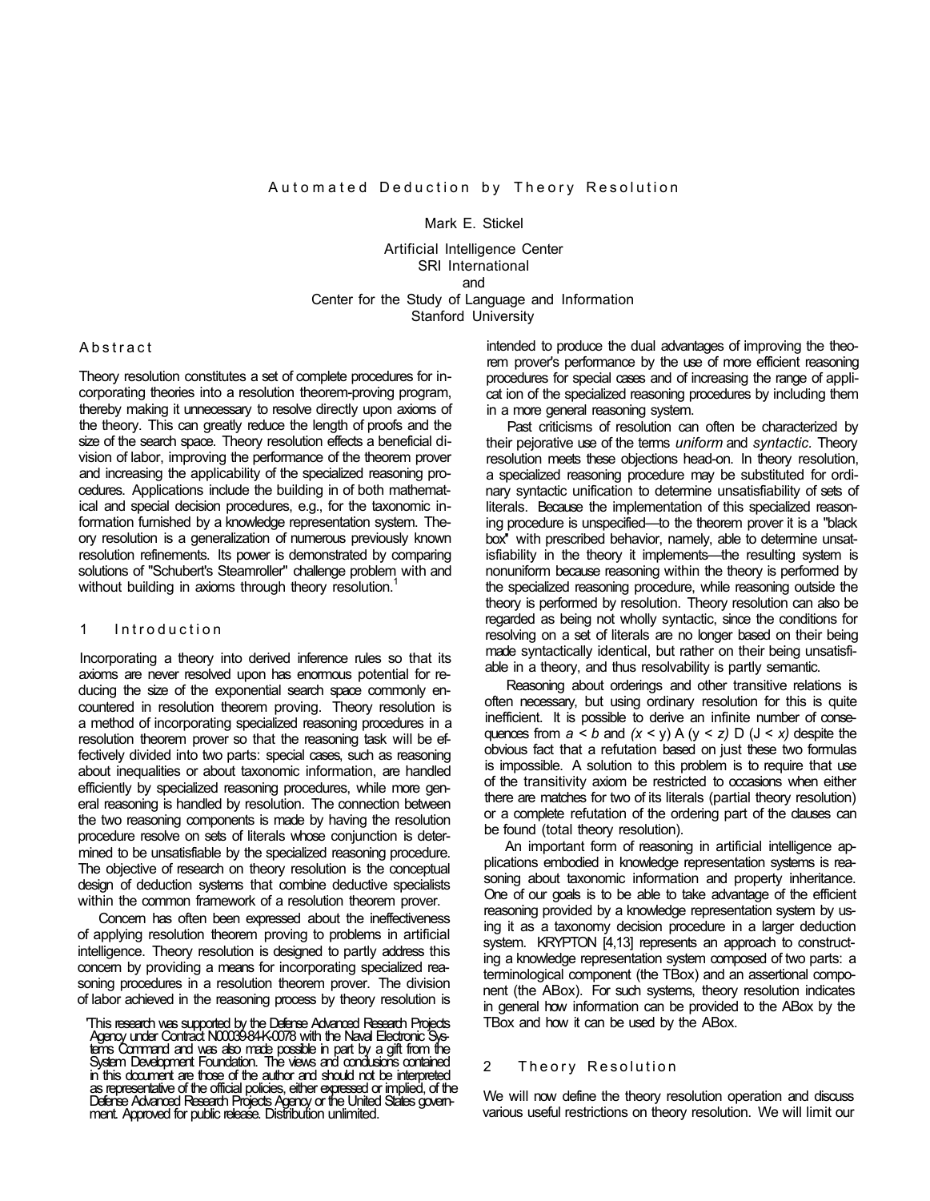# Automated Deduction by Theory Resolution

Mark E. Stickel

Artificial Intelligence Center
SRI International
and
Center for the Study of Language and Information
Stanford University

## Abstract

Theory resolution constitutes a set of complete procedures for incorporating theories into a resolution theorem-proving program, thereby making it unnecessary to resolve directly upon axioms of the theory. This can greatly reduce the length of proofs and the size of the search space. Theory resolution effects a beneficial division of labor, improving the performance of the theorem prover and increasing the applicability of the specialized reasoning procedures. Applications include the building in of both mathematical and special decision procedures, e.g., for the taxonomic information furnished by a knowledge representation system. Theory resolution is a generalization of numerous previously known resolution refinements. Its power is demonstrated by comparing solutions of "Schubert's Steamroller" challenge problem with and without building in axioms through theory resolution.[1]

## 1 Introduction

Incorporating a theory into derived inference rules so that its axioms are never resolved upon has enormous potential for reducing the size of the exponential search space commonly encountered in resolution theorem proving. Theory resolution is a method of incorporating specialized reasoning procedures in a resolution theorem prover so that the reasoning task will be effectively divided into two parts: special cases, such as reasoning about inequalities or about taxonomic information, are handled efficiently by specialized reasoning procedures, while more general reasoning is handled by resolution. The connection between the two reasoning components is made by having the resolution procedure resolve on sets of literals whose conjunction is determined to be unsatisfiable by the specialized reasoning procedure. The objective of research on theory resolution is the conceptual design of deduction systems that combine deductive specialists within the common framework of a resolution theorem prover.

Concern has often been expressed about the ineffectiveness of applying resolution theorem proving to problems in artificial intelligence. Theory resolution is designed to partly address this concern by providing a means for incorporating specialized reasoning procedures in a resolution theorem prover. The division of labor achieved in the reasoning process by theory resolution is intended to produce the dual advantages of improving the theorem prover's performance by the use of more efficient reasoning procedures for special cases and of increasing the range of application of the specialized reasoning procedures by including them in a more general reasoning system.

Past criticisms of resolution can often be characterized by their pejorative use of the terms *uniform* and *syntactic*. Theory resolution meets these objections head-on. In theory resolution, a specialized reasoning procedure may be substituted for ordinary syntactic unification to determine unsatisfiability of sets of literals. Because the implementation of this specialized reasoning procedure is unspecified—to the theorem prover it is a "black box" with prescribed behavior, namely, able to determine unsatisfiability in the theory it implements—the resulting system is nonuniform because reasoning within the theory is performed by the specialized reasoning procedure, while reasoning outside the theory is performed by resolution. Theory resolution can also be regarded as being not wholly syntactic, since the conditions for resolving on a set of literals are no longer based on their being made syntactically identical, but rather on their being unsatisfiable in a theory, and thus resolvability is partly semantic.

Reasoning about orderings and other transitive relations is often necessary, but using ordinary resolution for this is quite inefficient. It is possible to derive an infinite number of consequences from $a < b$ and $(x < y) \wedge (y < z) \supset (x < z)$ despite the obvious fact that a refutation based on just these two formulas is impossible. A solution to this problem is to require that use of the transitivity axiom be restricted to occasions when either there are matches for two of its literals (partial theory resolution) or a complete refutation of the ordering part of the clauses can be found (total theory resolution).

An important form of reasoning in artificial intelligence applications embodied in knowledge representation systems is reasoning about taxonomic information and property inheritance. One of our goals is to be able to take advantage of the efficient reasoning provided by a knowledge representation system by using it as a taxonomy decision procedure in a larger deduction system. KRYPTON [4,13] represents an approach to constructing a knowledge representation system composed of two parts: a terminological component (the TBox) and an assertional component (the ABox). For such systems, theory resolution indicates in general how information can be provided to the ABox by the TBox and how it can be used by the ABox.

## 2 Theory Resolution

We will now define the theory resolution operation and discuss various useful restrictions on theory resolution. We will limit our

[1] This research was supported by the Defense Advanced Research Projects Agency under Contract N00039-84-K-0078 with the Naval Electronic Systems Command and was also made possible in part by a gift from the System Development Foundation. The views and conclusions contained in this document are those of the author and should not be interpreted as representative of the official policies, either expressed or implied, of the Defense Advanced Research Projects Agency or the United States government. Approved for public release. Distribution unlimited.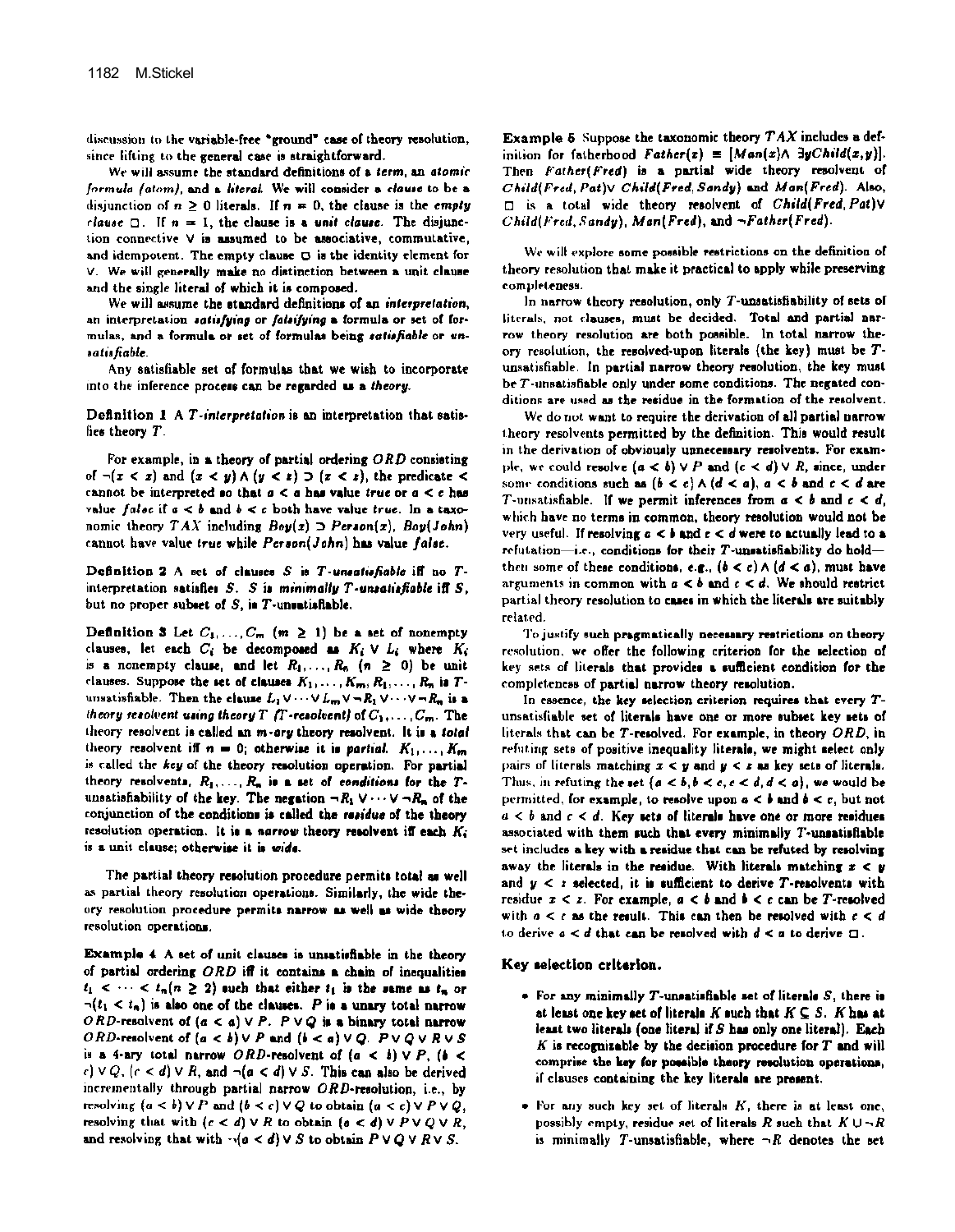discussion to the variable-free "ground" case of theory resolution, since lifting to the general case is straightforward.

We will assume the standard definitions of a *term*, an *atomic formula (atom)*, and a *literal*. We will consider a *clause* to be a disjunction of $n \geq 0$ literals. If $n = 0$, the clause is the *empty clause* $\Box$. If $n = 1$, the clause is a *unit clause*. The disjunction connective $\vee$ is assumed to be associative, commutative, and idempotent. The empty clause $\Box$ is the identity element for $\vee$. We will generally make no distinction between a unit clause and the single literal of which it is composed.

We will assume the standard definitions of an *interpretation*, an interpretation *satisfying* or *falsifying* a formula or set of formulas, and a formula or set of formulas being *satisfiable* or *unsatisfiable*.

Any satisfiable set of formulas that we wish to incorporate into the inference process can be regarded as a *theory*.

**Definition 1** A *T-interpretation* is an interpretation that satisfies theory $T$.

For example, in a theory of partial ordering $ORD$ consisting of $\neg(x < x)$ and $(x < y) \wedge (y < z) \supset (x < z)$, the predicate $<$ cannot be interpreted so that $a < a$ has value *true* or $a < c$ has value *false* if $a < b$ and $b < c$ both have value *true*. In a taxonomic theory $TAX$ including $Boy(x) \supset Person(x)$, $Boy(John)$ cannot have value *true* while $Person(John)$ has value *false*.

**Definition 2** A set of clauses $S$ is *T-unsatisfiable* iff no $T$-interpretation satisfies $S$. $S$ is *minimally T-unsatisfiable* iff $S$, but no proper subset of $S$, is $T$-unsatisfiable.

**Definition 3** Let $C_1, \ldots, C_m$ $(m \geq 1)$ be a set of nonempty clauses, let each $C_i$ be decomposed as $K_i \vee L_i$ where $K_i$ is a nonempty clause, and let $R_1, \ldots, R_n$ $(n \geq 0)$ be unit clauses. Suppose the set of clauses $K_1, \ldots, K_m, R_1, \ldots, R_n$ is $T$-unsatisfiable. Then the clause $L_1 \vee \cdots \vee L_m \vee \neg R_1 \vee \cdots \vee \neg R_n$ is a *theory resolvent using theory T (T-resolvent)* of $C_1, \ldots, C_m$. The theory resolvent is called an *m-ary* theory resolvent. It is a *total* theory resolvent iff $n = 0$; otherwise it is *partial*. $K_1, \ldots, K_m$ is called the *key* of the theory resolution operation. For partial theory resolvents, $R_1, \ldots, R_n$ is a set of *conditions* for the $T$-unsatisfiability of the key. The negation $\neg R_1 \vee \cdots \vee \neg R_n$ of the conjunction of the conditions is called the *residue* of the theory resolution operation. It is a *narrow* theory resolvent iff each $K_i$ is a unit clause; otherwise it is *wide*.

The partial theory resolution procedure permits total as well as partial theory resolution operations. Similarly, the wide theory resolution procedure permits narrow as well as wide theory resolution operations.

**Example 4** A set of unit clauses is unsatisfiable in the theory of partial ordering $ORD$ iff it contains a chain of inequalities $t_1 < \cdots < t_n (n \geq 2)$ such that either $t_1$ is the same as $t_n$ or $\neg(t_1 < t_n)$ is also one of the clauses. $P$ is a unary total narrow $ORD$-resolvent of $(a < a) \vee P$. $P \vee Q$ is a binary total narrow $ORD$-resolvent of $(a < b) \vee P$ and $(b < a) \vee Q$. $P \vee Q \vee R \vee S$ is a 4-ary total narrow $ORD$-resolvent of $(a < b) \vee P$, $(b < c) \vee Q$, $(c < d) \vee R$, and $\neg(a < d) \vee S$. This can also be derived incrementally through partial narrow $ORD$-resolution, i.e., by resolving $(a < b) \vee P$ and $(b < c) \vee Q$ to obtain $(a < c) \vee P \vee Q$, resolving that with $(c < d) \vee R$ to obtain $(a < d) \vee P \vee Q \vee R$, and resolving that with $\neg(a < d) \vee S$ to obtain $P \vee Q \vee R \vee S$.

**Example 5** Suppose the taxonomic theory $TAX$ includes a definition for fatherhood $Father(x) \equiv [Man(x) \wedge \exists y Child(x, y)]$. Then $Father(Fred)$ is a partial wide theory resolvent of $Child(Fred, Pat) \vee Child(Fred, Sandy)$ and $Man(Fred)$. Also, $\Box$ is a total wide theory resolvent of $Child(Fred, Pat) \vee Child(Fred, Sandy)$, $Man(Fred)$, and $\neg Father(Fred)$.

We will explore some possible restrictions on the definition of theory resolution that make it practical to apply while preserving completeness.

In narrow theory resolution, only $T$-unsatisfiability of sets of literals, not clauses, must be decided. Total and partial narrow theory resolution are both possible. In total narrow theory resolution, the resolved-upon literals (the key) must be $T$-unsatisfiable. In partial narrow theory resolution, the key must be $T$-unsatisfiable only under some conditions. The negated conditions are used as the residue in the formation of the resolvent.

We do not want to require the derivation of all partial narrow theory resolvents permitted by the definition. This would result in the derivation of obviously unnecessary resolvents. For example, we could resolve $(a < b) \vee P$ and $(c < d) \vee R$, since, under some conditions such as $(b < c) \wedge (d < a)$, $a < b$ and $c < d$ are $T$-unsatisfiable. If we permit inferences from $a < b$ and $c < d$, which have no terms in common, theory resolution would not be very useful. If resolving $a < b$ and $c < d$ were to actually lead to a refutation—i.e., conditions for their $T$-unsatisfiability do hold—then some of these conditions, e.g., $(b < c) \wedge (d < a)$, must have arguments in common with $a < b$ and $c < d$. We should restrict partial theory resolution to cases in which the literals are suitably related.

To justify such pragmatically necessary restrictions on theory resolution, we offer the following criterion for the selection of key sets of literals that provides a sufficient condition for the completeness of partial narrow theory resolution.

In essence, the key selection criterion requires that every $T$-unsatisfiable set of literals have one or more subset key sets of literals that can be $T$-resolved. For example, in theory $ORD$, in refuting sets of positive inequality literals, we might select only pairs of literals matching $x < y$ and $y < z$ as key sets of literals. Thus, in refuting the set $\{a < b, b < c, c < d, d < a\}$, we would be permitted, for example, to resolve upon $a < b$ and $b < c$, but not $a < b$ and $c < d$. Key sets of literals have one or more residues associated with them such that every minimally $T$-unsatisfiable set includes a key with a residue that can be refuted by resolving away the literals in the residue. With literals matching $x < y$ and $y < z$ selected, it is sufficient to derive $T$-resolvents with residue $x < z$. For example, $a < b$ and $b < c$ can be $T$-resolved with $a < c$ as the result. This can then be resolved with $c < d$ to derive $a < d$ that can be resolved with $d < a$ to derive $\Box$.

## Key selection criterion.

- For any minimally $T$-unsatisfiable set of literals $S$, there is at least one key set of literals $K$ such that $K \subseteq S$. $K$ has at least two literals (one literal if $S$ has only one literal). Each $K$ is recognizable by the decision procedure for $T$ and will comprise the key for possible theory resolution operations, if clauses containing the key literals are present.
- For any such key set of literals $K$, there is at least one, possibly empty, residue set of literals $R$ such that $K \cup \neg R$ is minimally $T$-unsatisfiable, where $\neg R$ denotes the set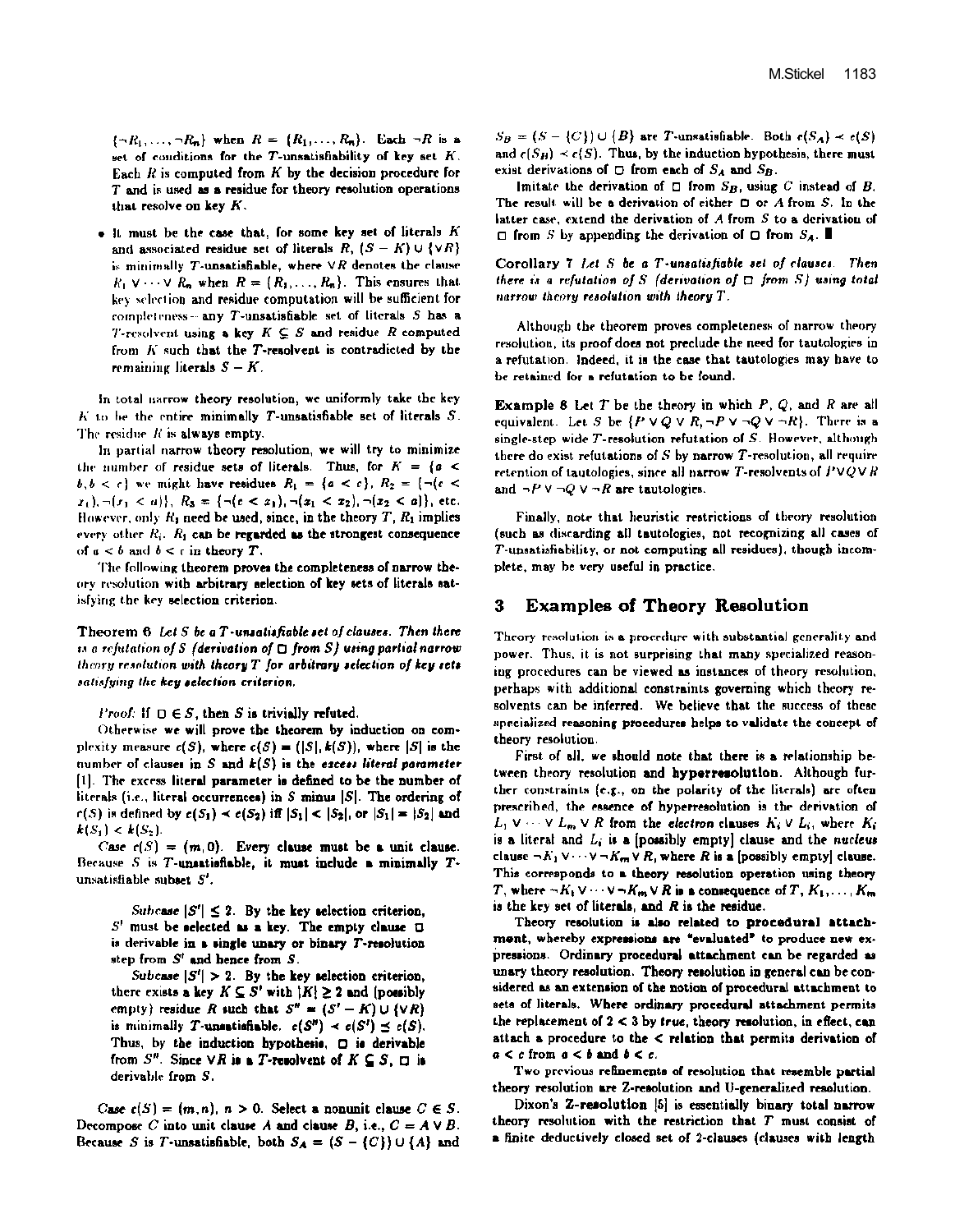$\{\neg R_1, \ldots, \neg R_n\}$ when $R = \{R_1, \ldots, R_n\}$. Each $\neg R$ is a set of conditions for the $T$-unsatisfiability of key set $K$. Each $R$ is computed from $K$ by the decision procedure for $T$ and is used as a residue for theory resolution operations that resolve on key $K$.

- It must be the case that, for some key set of literals $K$ and associated residue set of literals $R$, $(S - K) \cup \{\vee R\}$ is minimally $T$-unsatisfiable, where $\vee R$ denotes the clause $R_1 \vee \cdots \vee R_n$ when $R = \{R_1, \ldots, R_n\}$. This ensures that key selection and residue computation will be sufficient for completeness—any $T$-unsatisfiable set of literals $S$ has a $T$-resolvent using a key $K \subseteq S$ and residue $R$ computed from $K$ such that the $T$-resolvent is contradicted by the remaining literals $S - K$.

In total narrow theory resolution, we uniformly take the key $K$ to be the entire minimally $T$-unsatisfiable set of literals $S$. The residue $R$ is always empty.

In partial narrow theory resolution, we will try to minimize the number of residue sets of literals. Thus, for $K = \{a < b, b < c\}$ we might have residues $R_1 = \{a < c\}$, $R_2 = \{\neg(c < x_1), \neg(x_1 < a)\}$, $R_3 = \{\neg(c < x_1), \neg(x_1 < x_2), \neg(x_2 < a)\}$, etc. However, only $R_1$ need be used, since, in the theory $T$, $R_1$ implies every other $R_i$. $R_1$ can be regarded as the strongest consequence of $a < b$ and $b < c$ in theory $T$.

The following theorem proves the completeness of narrow theory resolution with arbitrary selection of key sets of literals satisfying the key selection criterion.

**Theorem 6** *Let $S$ be a $T$-unsatisfiable set of clauses. Then there is a refutation of $S$ (derivation of $\Box$ from $S$) using partial narrow theory resolution with theory $T$ for arbitrary selection of key sets satisfying the key selection criterion.*

*Proof:* If $\Box \in S$, then $S$ is trivially refuted.

Otherwise we will prove the theorem by induction on complexity measure $c(S)$, where $c(S) = (|S|, k(S))$, where $|S|$ is the number of clauses in $S$ and $k(S)$ is the *excess literal parameter* [1]. The excess literal parameter is defined to be the number of literals (i.e., literal occurrences) in $S$ minus $|S|$. The ordering of $c(S)$ is defined by $c(S_1) \prec c(S_2)$ iff $|S_1| < |S_2|$, or $|S_1| = |S_2|$ and $k(S_1) < k(S_2)$.

*Case* $c(S) = (m, 0)$. Every clause must be a unit clause. Because $S$ is $T$-unsatisfiable, it must include a minimally $T$-unsatisfiable subset $S'$.

> *Subcase* $|S'| \leq 2$. By the key selection criterion, $S'$ must be selected as a key. The empty clause $\Box$ is derivable in a single unary or binary $T$-resolution step from $S'$ and hence from $S$.
>
> *Subcase* $|S'| > 2$. By the key selection criterion, there exists a key $K \subseteq S'$ with $|K| \geq 2$ and (possibly empty) residue $R$ such that $S'' = (S' - K) \cup \{\vee R\}$ is minimally $T$-unsatisfiable. $c(S'') \prec c(S') \preceq c(S)$. Thus, by the induction hypothesis, $\Box$ is derivable from $S''$. Since $\vee R$ is a $T$-resolvent of $K \subseteq S$, $\Box$ is derivable from $S$.

*Case* $c(S) = (m, n)$, $n > 0$. Select a nonunit clause $C \in S$. Decompose $C$ into unit clause $A$ and clause $B$, i.e., $C = A \vee B$. Because $S$ is $T$-unsatisfiable, both $S_A = (S - \{C\}) \cup \{A\}$ and $S_B = (S - \{C\}) \cup \{B\}$ are $T$-unsatisfiable. Both $c(S_A) \prec c(S)$ and $c(S_B) \prec c(S)$. Thus, by the induction hypothesis, there must exist derivations of $\Box$ from each of $S_A$ and $S_B$.

Imitate the derivation of $\Box$ from $S_B$, using $C$ instead of $B$. The result will be a derivation of either $\Box$ or $A$ from $S$. In the latter case, extend the derivation of $A$ from $S$ to a derivation of $\Box$ from $S$ by appending the derivation of $\Box$ from $S_A$. ∎

**Corollary 7** *Let $S$ be a $T$-unsatisfiable set of clauses. Then there is a refutation of $S$ (derivation of $\Box$ from $S$) using total narrow theory resolution with theory $T$.*

Although the theorem proves completeness of narrow theory resolution, its proof does not preclude the need for tautologies in a refutation. Indeed, it is the case that tautologies may have to be retained for a refutation to be found.

**Example 8** Let $T$ be the theory in which $P$, $Q$, and $R$ are all equivalent. Let $S$ be $\{P \vee Q \vee R, \neg P \vee \neg Q \vee \neg R\}$. There is a single-step wide $T$-resolution refutation of $S$. However, although there do exist refutations of $S$ by narrow $T$-resolution, all require retention of tautologies, since all narrow $T$-resolvents of $P \vee Q \vee R$ and $\neg P \vee \neg Q \vee \neg R$ are tautologies.

Finally, note that heuristic restrictions of theory resolution (such as discarding all tautologies, not recognizing all cases of $T$-unsatisfiability, or not computing all residues), though incomplete, may be very useful in practice.

## 3 Examples of Theory Resolution

Theory resolution is a procedure with substantial generality and power. Thus, it is not surprising that many specialized reasoning procedures can be viewed as instances of theory resolution, perhaps with additional constraints governing which theory resolvents can be inferred. We believe that the success of these specialized reasoning procedures helps to validate the concept of theory resolution.

First of all, we should note that there is a relationship between theory resolution and **hyperresolution**. Although further constraints (e.g., on the polarity of the literals) are often prescribed, the essence of hyperresolution is the derivation of $L_1 \vee \cdots \vee L_m \vee R$ from the *electron* clauses $K_i \vee L_i$, where $K_i$ is a literal and $L_i$ is a [possibly empty] clause and the *nucleus* clause $\neg K_1 \vee \cdots \vee \neg K_m \vee R$, where $R$ is a [possibly empty] clause. This corresponds to a theory resolution operation using theory $T$, where $\neg K_1 \vee \cdots \vee \neg K_m \vee R$ is a consequence of $T$, $K_1, \ldots, K_m$ is the key set of literals, and $R$ is the residue.

Theory resolution is also related to **procedural attachment**, whereby expressions are "evaluated" to produce new expressions. Ordinary procedural attachment can be regarded as unary theory resolution. Theory resolution in general can be considered as an extension of the notion of procedural attachment to sets of literals. Where ordinary procedural attachment permits the replacement of $2 < 3$ by *true*, theory resolution, in effect, can attach a procedure to the $<$ relation that permits derivation of $a < c$ from $a < b$ and $b < c$.

Two previous refinements of resolution that resemble partial theory resolution are Z-resolution and U-generalized resolution.

Dixon's **Z-resolution** [5] is essentially binary total narrow theory resolution with the restriction that $T$ must consist of a finite deductively closed set of 2-clauses (clauses with length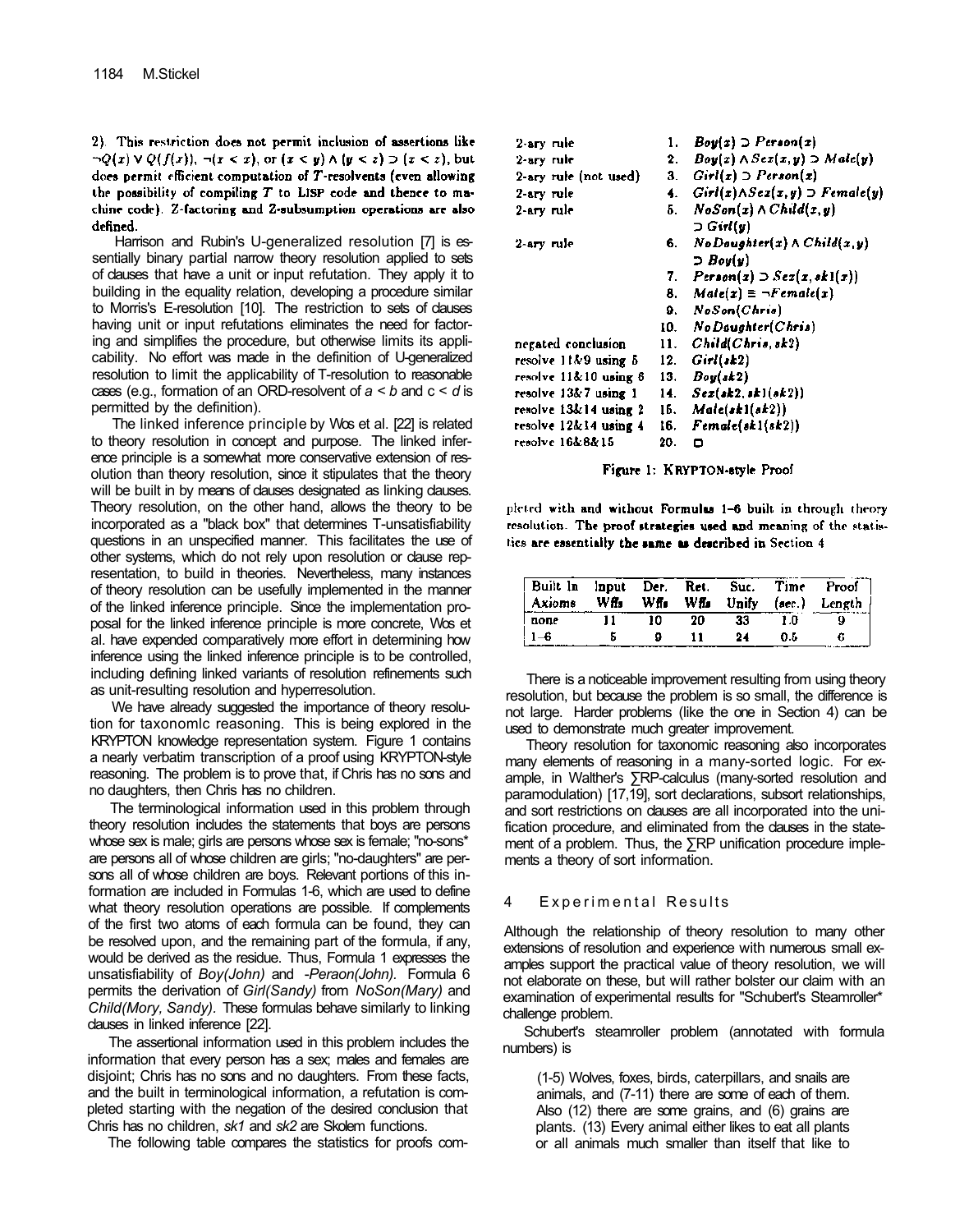2). This restriction does not permit inclusion of assertions like $\neg Q(x) \vee Q(f(x))$, $\neg(x < x)$, or $(x < y) \wedge (y < z) \supset (x < z)$, but does permit efficient computation of $T$-resolvents (even allowing the possibility of compiling $T$ to LISP code and thence to machine code). Z-factoring and Z-subsumption operations are also defined.

Harrison and Rubin's U-generalized resolution [7] is essentially binary partial narrow theory resolution applied to sets of clauses that have a unit or input refutation. They apply it to building in the equality relation, developing a procedure similar to Morris's E-resolution [10]. The restriction to sets of clauses having unit or input refutations eliminates the need for factoring and simplifies the procedure, but otherwise limits its applicability. No effort was made in the definition of U-generalized resolution to limit the applicability of T-resolution to reasonable cases (e.g., formation of an ORD-resolvent of $a < b$ and $c < d$ is permitted by the definition).

The linked inference principle by Wos et al. [22] is related to theory resolution in concept and purpose. The linked inference principle is a somewhat more conservative extension of resolution than theory resolution, since it stipulates that the theory will be built in by means of clauses designated as linking clauses. Theory resolution, on the other hand, allows the theory to be incorporated as a "black box" that determines T-unsatisfiability questions in an unspecified manner. This facilitates the use of other systems, which do not rely upon resolution or clause representation, to build in theories. Nevertheless, many instances of theory resolution can be usefully implemented in the manner of the linked inference principle. Since the implementation proposal for the linked inference principle is more concrete, Wos et al. have expended comparatively more effort in determining how inference using the linked inference principle is to be controlled, including defining linked variants of resolution refinements such as unit-resulting resolution and hyperresolution.

We have already suggested the importance of theory resolution for taxonomic reasoning. This is being explored in the KRYPTON knowledge representation system. Figure 1 contains a nearly verbatim transcription of a proof using KRYPTON-style reasoning. The problem is to prove that, if Chris has no sons and no daughters, then Chris has no children.

The terminological information used in this problem through theory resolution includes the statements that boys are persons whose sex is male; girls are persons whose sex is female; "no-sons" are persons all of whose children are girls; "no-daughters" are persons all of whose children are boys. Relevant portions of this information are included in Formulas 1-6, which are used to define what theory resolution operations are possible. If complements of the first two atoms of each formula can be found, they can be resolved upon, and the remaining part of the formula, if any, would be derived as the residue. Thus, Formula 1 expresses the unsatisfiability of *Boy(John)* and *¬Person(John)*. Formula 6 permits the derivation of *Girl(Sandy)* from *NoSon(Mary)* and *Child(Mary, Sandy)*. These formulas behave similarly to linking clauses in linked inference [22].

The assertional information used in this problem includes the information that every person has a sex; males and females are disjoint; Chris has no sons and no daughters. From these facts, and the built in terminological information, a refutation is completed starting with the negation of the desired conclusion that Chris has no children, *sk1* and *sk2* are Skolem functions.

The following table compares the statistics for proofs completed with and without Formulas 1–6 built in through theory resolution. The proof strategies used and meaning of the statistics are essentially the same as described in Section 4

| | | |
|---|---|---|
| 2-ary rule | 1. | $Boy(x) \supset Person(x)$ |
| 2-ary rule | 2. | $Boy(x) \wedge Sex(x,y) \supset Male(y)$ |
| 2-ary rule (not used) | 3. | $Girl(x) \supset Person(x)$ |
| 2-ary rule | 4. | $Girl(x) \wedge Sex(x,y) \supset Female(y)$ |
| 2-ary rule | 5. | $NoSon(x) \wedge Child(x,y) \supset Girl(y)$ |
| 2-ary rule | 6. | $NoDaughter(x) \wedge Child(x,y) \supset Boy(y)$ |
| | 7. | $Person(x) \supset Sex(x, sk1(x))$ |
| | 8. | $Male(x) \equiv \neg Female(x)$ |
| | 9. | $NoSon(Chris)$ |
| | 10. | $NoDaughter(Chris)$ |
| negated conclusion | 11. | $Child(Chris, sk2)$ |
| resolve 11&9 using 5 | 12. | $Girl(sk2)$ |
| resolve 11&10 using 6 | 13. | $Boy(sk2)$ |
| resolve 13&7 using 1 | 14. | $Sex(sk2, sk1(sk2))$ |
| resolve 13&14 using 2 | 15. | $Male(sk1(sk2))$ |
| resolve 12&14 using 4 | 16. | $Female(sk1(sk2))$ |
| resolve 16&8&15 | 20. | □ |

Figure 1: KRYPTON-style Proof

| Built In Axioms | Input Wffs | Der. Wffs | Ret. Wffs | Suc. Unify | Time (sec.) | Proof Length |
|---|---|---|---|---|---|---|
| none | 11 | 10 | 20 | 33 | 1.0 | 9 |
| 1–6 | 5 | 9 | 11 | 24 | 0.5 | 6 |

There is a noticeable improvement resulting from using theory resolution, but because the problem is so small, the difference is not large. Harder problems (like the one in Section 4) can be used to demonstrate much greater improvement.

Theory resolution for taxonomic reasoning also incorporates many elements of reasoning in a many-sorted logic. For example, in Walther's ∑RP-calculus (many-sorted resolution and paramodulation) [17,19], sort declarations, subsort relationships, and sort restrictions on clauses are all incorporated into the unification procedure, and eliminated from the clauses in the statement of a problem. Thus, the ∑RP unification procedure implements a theory of sort information.

## 4 Experimental Results

Although the relationship of theory resolution to many other extensions of resolution and experience with numerous small examples support the practical value of theory resolution, we will not elaborate on these, but will rather bolster our claim with an examination of experimental results for "Schubert's Steamroller" challenge problem.

Schubert's steamroller problem (annotated with formula numbers) is

> (1-5) Wolves, foxes, birds, caterpillars, and snails are animals, and (7-11) there are some of each of them. Also (12) there are some grains, and (6) grains are plants. (13) Every animal either likes to eat all plants or all animals much smaller than itself that like to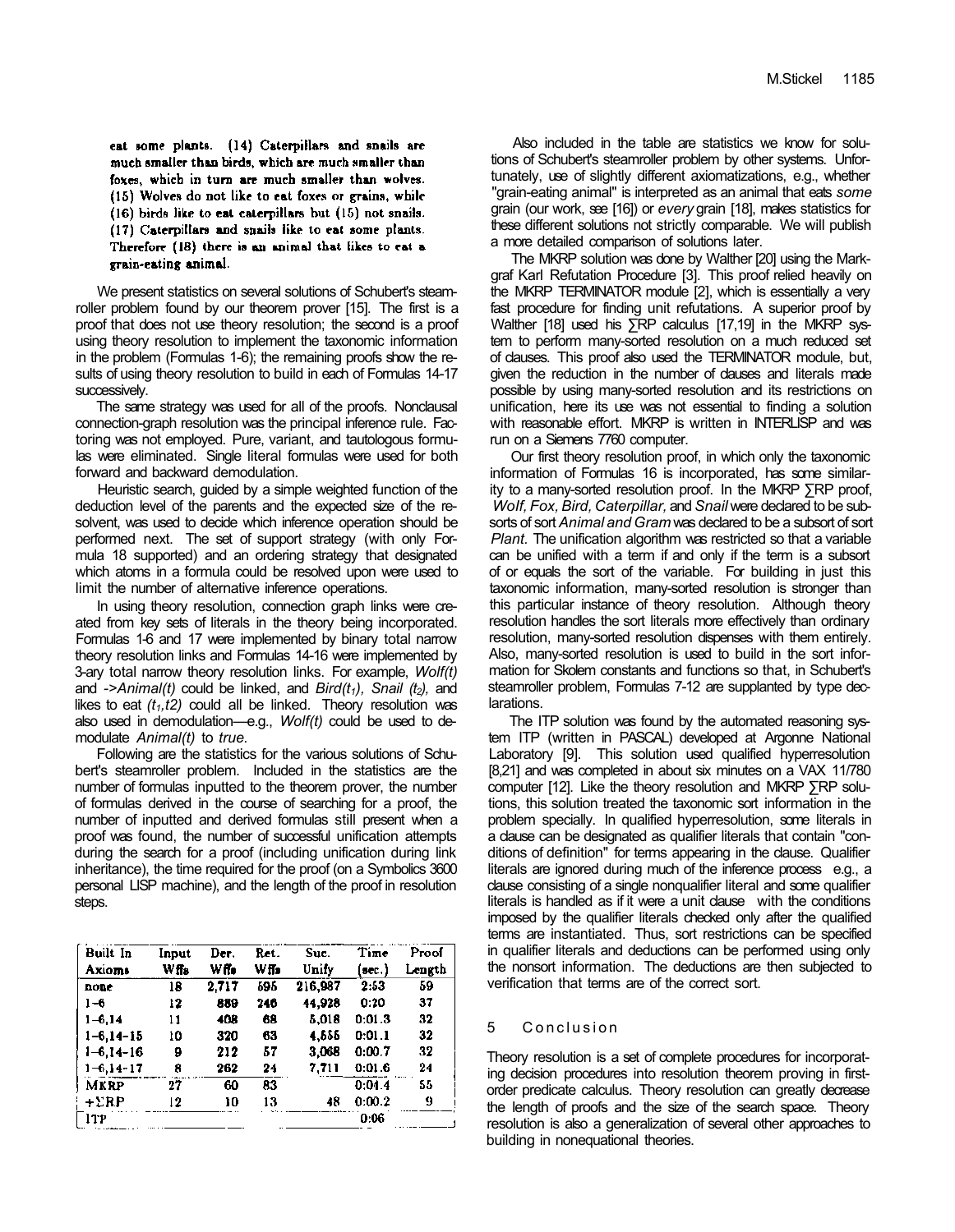eat some plants. (14) Caterpillars and snails are much smaller than birds, which are much smaller than foxes, which in turn are much smaller than wolves. (15) Wolves do not like to eat foxes or grains, while (16) birds like to eat caterpillars but (15) not snails. (17) Caterpillars and snails like to eat some plants. Therefore (18) there is an animal that likes to eat a grain-eating animal.

We present statistics on several solutions of Schubert's steamroller problem found by our theorem prover [15]. The first is a proof that does not use theory resolution; the second is a proof using theory resolution to implement the taxonomic information in the problem (Formulas 1-6); the remaining proofs show the results of using theory resolution to build in each of Formulas 14-17 successively.

The same strategy was used for all of the proofs. Nonclausal connection-graph resolution was the principal inference rule. Factoring was not employed. Pure, variant, and tautologous formulas were eliminated. Single literal formulas were used for both forward and backward demodulation.

Heuristic search, guided by a simple weighted function of the deduction level of the parents and the expected size of the resolvent, was used to decide which inference operation should be performed next. The set of support strategy (with only Formula 18 supported) and an ordering strategy that designated which atoms in a formula could be resolved upon were used to limit the number of alternative inference operations.

In using theory resolution, connection graph links were created from key sets of literals in the theory being incorporated. Formulas 1-6 and 17 were implemented by binary total narrow theory resolution links and Formulas 14-16 were implemented by 3-ary total narrow theory resolution links. For example, *Wolf(t)* and *->Animal(t)* could be linked, and *Bird($t_1$), Snail ($t_2$),* and likes to eat *($t_1$,t2)* could all be linked. Theory resolution was also used in demodulation—e.g., *Wolf(t)* could be used to demodulate *Animal(t)* to *true*.

Following are the statistics for the various solutions of Schubert's steamroller problem. Included in the statistics are the number of formulas inputted to the theorem prover, the number of formulas derived in the course of searching for a proof, the number of inputted and derived formulas still present when a proof was found, the number of successful unification attempts during the search for a proof (including unification during link inheritance), the time required for the proof (on a Symbolics 3600 personal LISP machine), and the length of the proof in resolution steps.

| Built In Axioms | Input Wffs | Der. Wffs | Ret. Wffs | Suc. Unify | Time (sec.) | Proof Length |
|---|---|---|---|---|---|---|
| none | 18 | 2,717 | 595 | 216,987 | 2:53 | 59 |
| 1–6 | 12 | 889 | 246 | 44,928 | 0:20 | 37 |
| 1–6,14 | 11 | 408 | 68 | 5,018 | 0:01.3 | 32 |
| 1–6,14–15 | 10 | 320 | 63 | 4,555 | 0:01.1 | 32 |
| 1–6,14–16 | 9 | 212 | 57 | 3,068 | 0:00.7 | 32 |
| 1–6,14–17 | 8 | 262 | 24 | 7,711 | 0:01.6 | 24 |
| MKRP | 27 | 60 | 83 | | 0:04.4 | 55 |
| +ΣRP | 12 | 10 | 13 | 48 | 0:00.2 | 9 |
| ITP | | | | | 0:06 | |

Also included in the table are statistics we know for solutions of Schubert's steamroller problem by other systems. Unfortunately, use of slightly different axiomatizations, e.g., whether "grain-eating animal" is interpreted as an animal that eats *some* grain (our work, see [16]) or *every* grain [18], makes statistics for these different solutions not strictly comparable. We will publish a more detailed comparison of solutions later.

The MKRP solution was done by Walther [20] using the Markgraf Karl Refutation Procedure [3]. This proof relied heavily on the MKRP TERMINATOR module [2], which is essentially a very fast procedure for finding unit refutations. A superior proof by Walther [18] used his ∑RP calculus [17,19] in the MKRP system to perform many-sorted resolution on a much reduced set of clauses. This proof also used the TERMINATOR module, but, given the reduction in the number of clauses and literals made possible by using many-sorted resolution and its restrictions on unification, here its use was not essential to finding a solution with reasonable effort. MKRP is written in INTERLISP and was run on a Siemens 7760 computer.

Our first theory resolution proof, in which only the taxonomic information of Formulas 16 is incorporated, has some similarity to a many-sorted resolution proof. In the MKRP ∑RP proof, *Wolf, Fox, Bird, Caterpillar,* and *Snail* were declared to be subsorts of sort *Animal and Gram* was declared to be a subsort of sort *Plant*. The unification algorithm was restricted so that a variable can be unified with a term if and only if the term is a subsort of or equals the sort of the variable. For building in just this taxonomic information, many-sorted resolution is stronger than this particular instance of theory resolution. Although theory resolution handles the sort literals more effectively than ordinary resolution, many-sorted resolution dispenses with them entirely. Also, many-sorted resolution is used to build in the sort information for Skolem constants and functions so that, in Schubert's steamroller problem, Formulas 7-12 are supplanted by type declarations.

The ITP solution was found by the automated reasoning system ITP (written in PASCAL) developed at Argonne National Laboratory [9]. This solution used qualified hyperresolution [8,21] and was completed in about six minutes on a VAX 11/780 computer [12]. Like the theory resolution and MKRP ∑RP solutions, this solution treated the taxonomic sort information in the problem specially. In qualified hyperresolution, some literals in a clause can be designated as qualifier literals that contain "conditions of definition" for terms appearing in the clause. Qualifier literals are ignored during much of the inference process e.g., a clause consisting of a single nonqualifier literal and some qualifier literals is handled as if it were a unit clause with the conditions imposed by the qualifier literals checked only after the qualified terms are instantiated. Thus, sort restrictions can be specified in qualifier literals and deductions can be performed using only the nonsort information. The deductions are then subjected to verification that terms are of the correct sort.

## 5 Conclusion

Theory resolution is a set of complete procedures for incorporating decision procedures into resolution theorem proving in first-order predicate calculus. Theory resolution can greatly decrease the length of proofs and the size of the search space. Theory resolution is also a generalization of several other approaches to building in nonequational theories.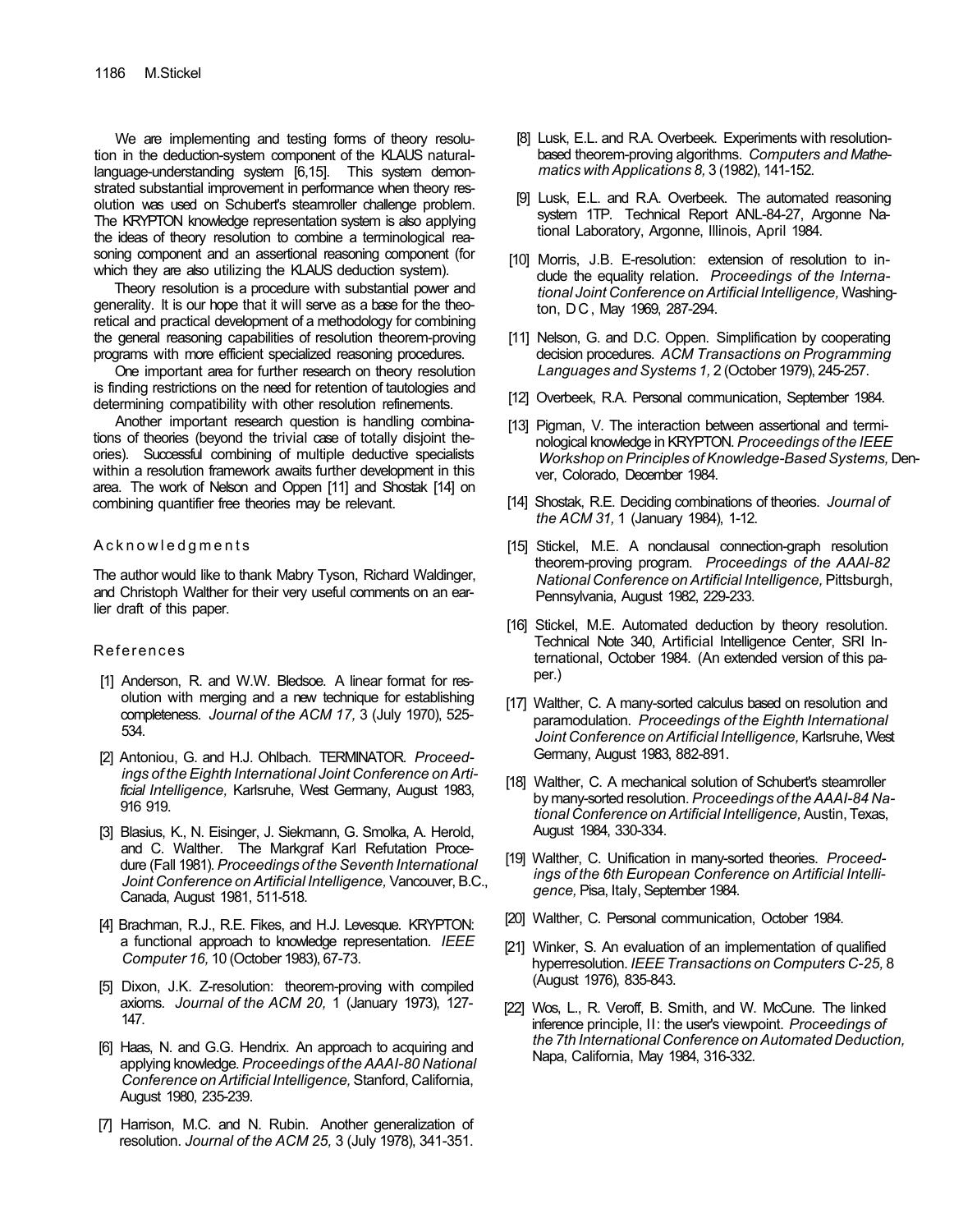We are implementing and testing forms of theory resolution in the deduction-system component of the KLAUS natural-language-understanding system [6,15]. This system demonstrated substantial improvement in performance when theory resolution was used on Schubert's steamroller challenge problem. The KRYPTON knowledge representation system is also applying the ideas of theory resolution to combine a terminological reasoning component and an assertional reasoning component (for which they are also utilizing the KLAUS deduction system).

Theory resolution is a procedure with substantial power and generality. It is our hope that it will serve as a base for the theoretical and practical development of a methodology for combining the general reasoning capabilities of resolution theorem-proving programs with more efficient specialized reasoning procedures.

One important area for further research on theory resolution is finding restrictions on the need for retention of tautologies and determining compatibility with other resolution refinements.

Another important research question is handling combinations of theories (beyond the trivial case of totally disjoint theories). Successful combining of multiple deductive specialists within a resolution framework awaits further development in this area. The work of Nelson and Oppen [11] and Shostak [14] on combining quantifier free theories may be relevant.

## Acknowledgments

The author would like to thank Mabry Tyson, Richard Waldinger, and Christoph Walther for their very useful comments on an earlier draft of this paper.

## References

[1] Anderson, R. and W.W. Bledsoe. A linear format for resolution with merging and a new technique for establishing completeness. *Journal of the ACM 17,* 3 (July 1970), 525-534.

[2] Antoniou, G. and H.J. Ohlbach. TERMINATOR. *Proceedings of the Eighth International Joint Conference on Artificial Intelligence,* Karlsruhe, West Germany, August 1983, 916 919.

[3] Blasius, K., N. Eisinger, J. Siekmann, G. Smolka, A. Herold, and C. Walther. The Markgraf Karl Refutation Procedure (Fall 1981). *Proceedings of the Seventh International Joint Conference on Artificial Intelligence,* Vancouver, B.C., Canada, August 1981, 511-518.

[4] Brachman, R.J., R.E. Fikes, and H.J. Levesque. KRYPTON: a functional approach to knowledge representation. *IEEE Computer 16,* 10 (October 1983), 67-73.

[5] Dixon, J.K. Z-resolution: theorem-proving with compiled axioms. *Journal of the ACM 20,* 1 (January 1973), 127-147.

[6] Haas, N. and G.G. Hendrix. An approach to acquiring and applying knowledge. *Proceedings of the AAAI-80 National Conference on Artificial Intelligence,* Stanford, California, August 1980, 235-239.

[7] Harrison, M.C. and N. Rubin. Another generalization of resolution. *Journal of the ACM 25,* 3 (July 1978), 341-351.

[8] Lusk, E.L. and R.A. Overbeek. Experiments with resolution-based theorem-proving algorithms. *Computers and Mathematics with Applications 8,* 3 (1982), 141-152.

[9] Lusk, E.L. and R.A. Overbeek. The automated reasoning system 1TP. Technical Report ANL-84-27, Argonne National Laboratory, Argonne, Illinois, April 1984.

[10] Morris, J.B. E-resolution: extension of resolution to include the equality relation. *Proceedings of the International Joint Conference on Artificial Intelligence,* Washington, DC, May 1969, 287-294.

[11] Nelson, G. and D.C. Oppen. Simplification by cooperating decision procedures. *ACM Transactions on Programming Languages and Systems 1,* 2 (October 1979), 245-257.

[12] Overbeek, R.A. Personal communication, September 1984.

[13] Pigman, V. The interaction between assertional and terminological knowledge in KRYPTON. *Proceedings of the IEEE Workshop on Principles of Knowledge-Based Systems,* Denver, Colorado, December 1984.

[14] Shostak, R.E. Deciding combinations of theories. *Journal of the ACM 31,* 1 (January 1984), 1-12.

[15] Stickel, M.E. A nonclausal connection-graph resolution theorem-proving program. *Proceedings of the AAAI-82 National Conference on Artificial Intelligence,* Pittsburgh, Pennsylvania, August 1982, 229-233.

[16] Stickel, M.E. Automated deduction by theory resolution. Technical Note 340, Artificial Intelligence Center, SRI International, October 1984. (An extended version of this paper.)

[17] Walther, C. A many-sorted calculus based on resolution and paramodulation. *Proceedings of the Eighth International Joint Conference on Artificial Intelligence,* Karlsruhe, West Germany, August 1983, 882-891.

[18] Walther, C. A mechanical solution of Schubert's steamroller by many-sorted resolution. *Proceedings of the AAAI-84 National Conference on Artificial Intelligence,* Austin, Texas, August 1984, 330-334.

[19] Walther, C. Unification in many-sorted theories. *Proceedings of the 6th European Conference on Artificial Intelligence,* Pisa, Italy, September 1984.

[20] Walther, C. Personal communication, October 1984.

[21] Winker, S. An evaluation of an implementation of qualified hyperresolution. *IEEE Transactions on Computers C-25,* 8 (August 1976), 835-843.

[22] Wos, L., R. Veroff, B. Smith, and W. McCune. The linked inference principle, II: the user's viewpoint. *Proceedings of the 7th International Conference on Automated Deduction,* Napa, California, May 1984, 316-332.